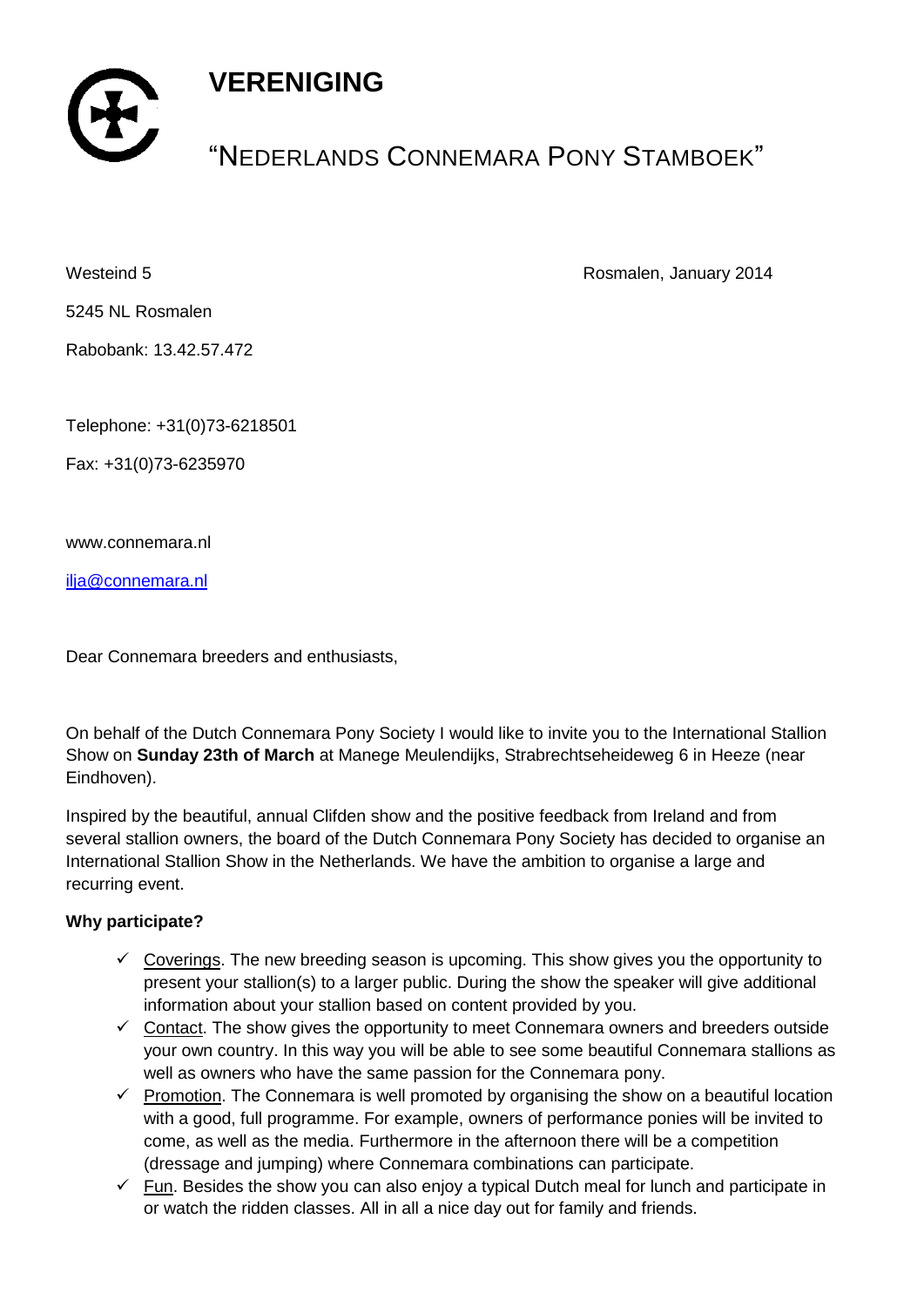# VERENIGING

## "NEDERLANDS CONNEMARA PONY STAMBOEK"

Westeind 5

5245 NL Rosmalen

Rabobank: 13.42.57.472

Telephone: +31(0)73-6218501

Fax: +31(0)73-6235970

www.connemara.nl

ilja@connemara.nl

Rosmalen, January 2014

Dear Connemara breeders and enthusiasts,

On behalf of the Dutch Connemara Pony Society I would like to invite you to the International Stallion Show on **Sunday 23th of March** at Manege Meulendijks, Strabrechtseheideweg 6 in Heeze (near Eindhoven).

Inspired by the beautiful, annual Clifden show and the positive feedback from Ireland and from several stallion owners, the board of the Dutch Connemara Pony Society has decided to organise an International Stallion Show in the Netherlands. We have the ambition to organise a large and recurring event.

**Why participate?**

- ✓ Coverings. The new breeding season is upcoming. This show gives you the opportunity to present your stallion(s) to a larger public. During the show the speaker will give additional information about your stallion based on content provided by you.
- ✓ Contact. The show gives the opportunity to meet Connemara owners and breeders outside your own country. In this way you will be able to see some beautiful Connemara stallions as well as owners who have the same passion for the Connemara pony.
- ✓ Promotion. The Connemara is well promoted by organising the show on a beautiful location with a good, full programme. For example, owners of performance ponies will be invited to come, as well as the media. Furthermore in the afternoon there will be a competition (dressage and jumping) where Connemara combinations can participate.
- ✓ Fun. Besides the show you can also enjoy a typical Dutch meal for lunch and participate in or watch the ridden classes. All in all a nice day out for family and friends.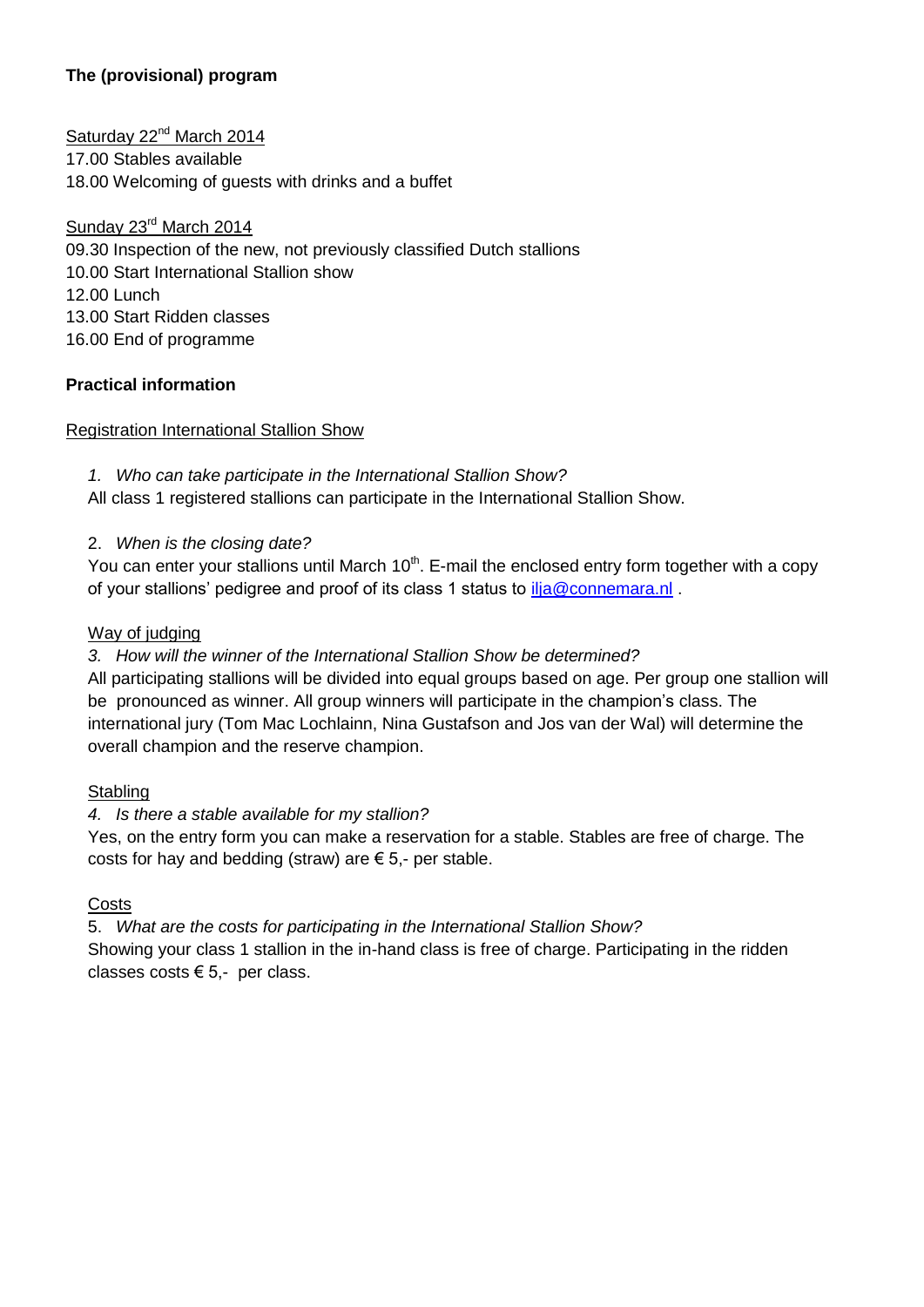**The (provisional) program**

Saturday 22nd March 2014
17.00 Stables available
18.00 Welcoming of guests with drinks and a buffet

Sunday 23rd March 2014
09.30 Inspection of the new, not previously classified Dutch stallions
10.00 Start International Stallion show
12.00 Lunch
13.00 Start Ridden classes
16.00 End of programme

**Practical information**

Registration International Stallion Show

1. *Who can take participate in the International Stallion Show?*

All class 1 registered stallions can participate in the International Stallion Show.

2. *When is the closing date?*

You can enter your stallions until March 10th. E-mail the enclosed entry form together with a copy of your stallions' pedigree and proof of its class 1 status to ilja@connemara.nl .

Way of judging

3. *How will the winner of the International Stallion Show be determined?*

All participating stallions will be divided into equal groups based on age. Per group one stallion will be pronounced as winner. All group winners will participate in the champion's class. The international jury (Tom Mac Lochlainn, Nina Gustafson and Jos van der Wal) will determine the overall champion and the reserve champion.

Stabling

4. *Is there a stable available for my stallion?*

Yes, on the entry form you can make a reservation for a stable. Stables are free of charge. The costs for hay and bedding (straw) are € 5,- per stable.

Costs

5. *What are the costs for participating in the International Stallion Show?*

Showing your class 1 stallion in the in-hand class is free of charge. Participating in the ridden classes costs € 5,- per class.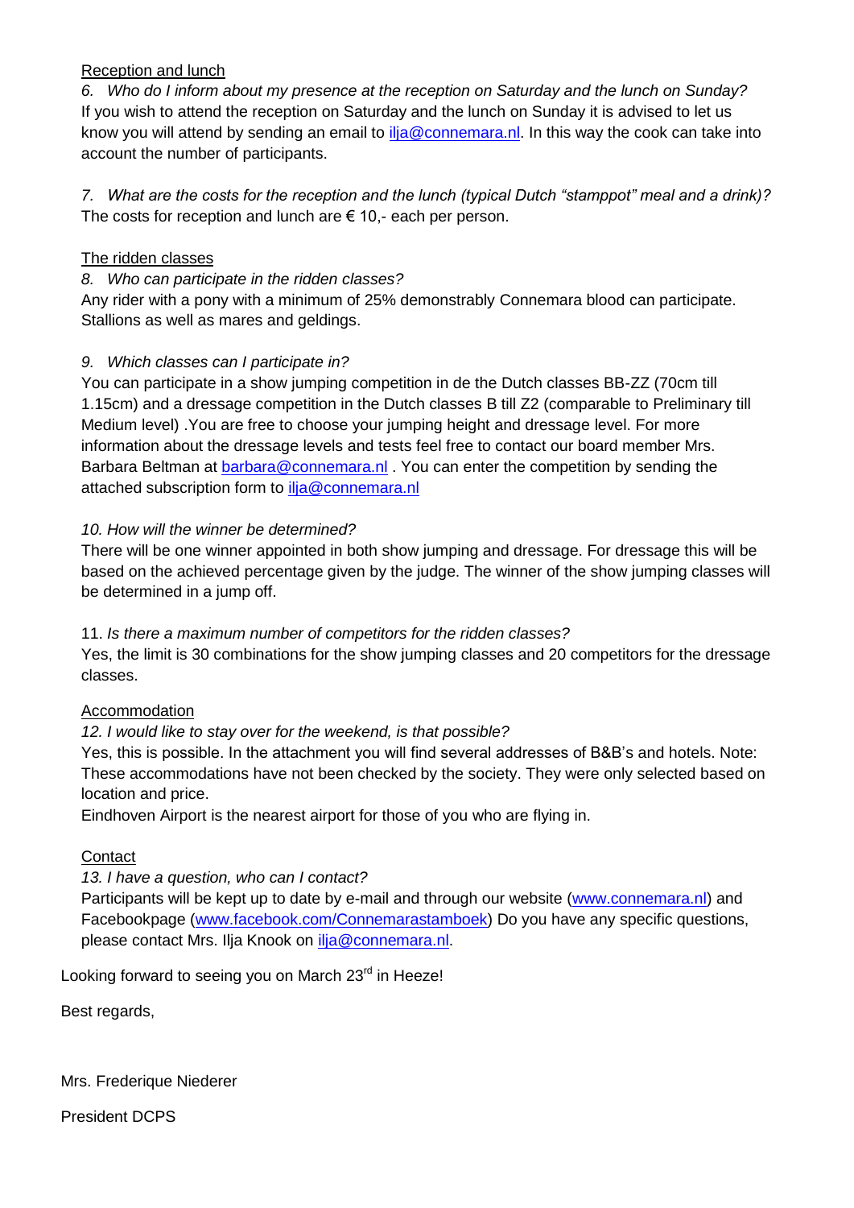Reception and lunch

*6. Who do I inform about my presence at the reception on Saturday and the lunch on Sunday?*
If you wish to attend the reception on Saturday and the lunch on Sunday it is advised to let us know you will attend by sending an email to ilja@connemara.nl. In this way the cook can take into account the number of participants.

*7. What are the costs for the reception and the lunch (typical Dutch "stamppot" meal and a drink)?*
The costs for reception and lunch are € 10,- each per person.

The ridden classes

*8. Who can participate in the ridden classes?*
Any rider with a pony with a minimum of 25% demonstrably Connemara blood can participate. Stallions as well as mares and geldings.

*9. Which classes can I participate in?*
You can participate in a show jumping competition in de the Dutch classes BB-ZZ (70cm till 1.15cm) and a dressage competition in the Dutch classes B till Z2 (comparable to Preliminary till Medium level) .You are free to choose your jumping height and dressage level. For more information about the dressage levels and tests feel free to contact our board member Mrs. Barbara Beltman at barbara@connemara.nl . You can enter the competition by sending the attached subscription form to ilja@connemara.nl

*10. How will the winner be determined?*
There will be one winner appointed in both show jumping and dressage. For dressage this will be based on the achieved percentage given by the judge. The winner of the show jumping classes will be determined in a jump off.

11. *Is there a maximum number of competitors for the ridden classes?*
Yes, the limit is 30 combinations for the show jumping classes and 20 competitors for the dressage classes.

Accommodation

*12. I would like to stay over for the weekend, is that possible?*
Yes, this is possible. In the attachment you will find several addresses of B&B's and hotels. Note: These accommodations have not been checked by the society. They were only selected based on location and price.
Eindhoven Airport is the nearest airport for those of you who are flying in.

Contact

*13. I have a question, who can I contact?*
Participants will be kept up to date by e-mail and through our website (www.connemara.nl) and Facebookpage (www.facebook.com/Connemarastamboek) Do you have any specific questions, please contact Mrs. Ilja Knook on ilja@connemara.nl.

Looking forward to seeing you on March 23rd in Heeze!

Best regards,

Mrs. Frederique Niederer

President DCPS